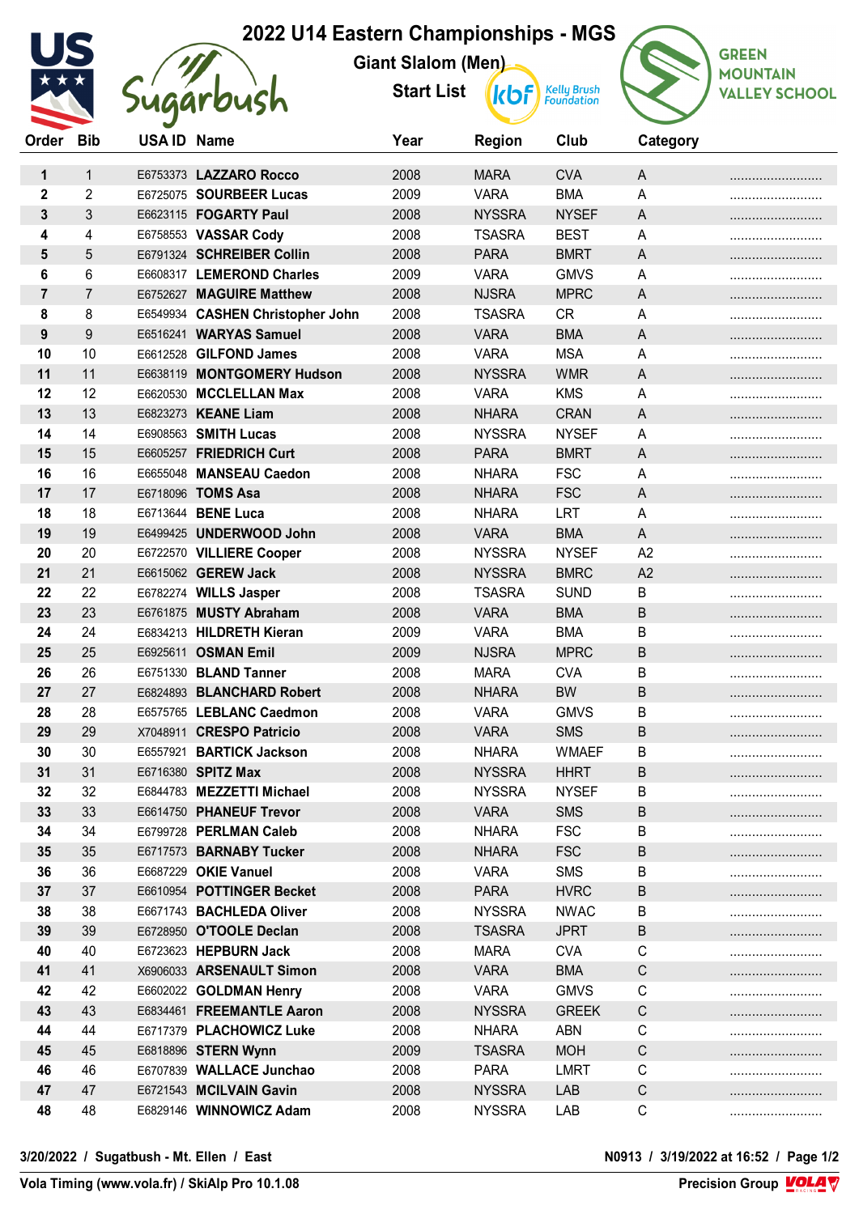# 2022 U14 Eastern Championships - MGS

## Giant Slalom (Men)

### Start List

| Order | Bib | USA ID | Name | Year | Region | Club | Category | |
|---|---|---|---|---|---|---|---|---|
| 1 | 1 | E6753373 | **LAZZARO Rocco** | 2008 | MARA | CVA | A | ........................ |
| 2 | 2 | E6725075 | **SOURBEER Lucas** | 2009 | VARA | BMA | A | ........................ |
| 3 | 3 | E6623115 | **FOGARTY Paul** | 2008 | NYSSRA | NYSEF | A | ........................ |
| 4 | 4 | E6758553 | **VASSAR Cody** | 2008 | TSASRA | BEST | A | ........................ |
| 5 | 5 | E6791324 | **SCHREIBER Collin** | 2008 | PARA | BMRT | A | ........................ |
| 6 | 6 | E6608317 | **LEMEROND Charles** | 2009 | VARA | GMVS | A | ........................ |
| 7 | 7 | E6752627 | **MAGUIRE Matthew** | 2008 | NJSRA | MPRC | A | ........................ |
| 8 | 8 | E6549934 | **CASHEN Christopher John** | 2008 | TSASRA | CR | A | ........................ |
| 9 | 9 | E6516241 | **WARYAS Samuel** | 2008 | VARA | BMA | A | ........................ |
| 10 | 10 | E6612528 | **GILFOND James** | 2008 | VARA | MSA | A | ........................ |
| 11 | 11 | E6638119 | **MONTGOMERY Hudson** | 2008 | NYSSRA | WMR | A | ........................ |
| 12 | 12 | E6620530 | **MCCLELLAN Max** | 2008 | VARA | KMS | A | ........................ |
| 13 | 13 | E6823273 | **KEANE Liam** | 2008 | NHARA | CRAN | A | ........................ |
| 14 | 14 | E6908563 | **SMITH Lucas** | 2008 | NYSSRA | NYSEF | A | ........................ |
| 15 | 15 | E6605257 | **FRIEDRICH Curt** | 2008 | PARA | BMRT | A | ........................ |
| 16 | 16 | E6655048 | **MANSEAU Caedon** | 2008 | NHARA | FSC | A | ........................ |
| 17 | 17 | E6718096 | **TOMS Asa** | 2008 | NHARA | FSC | A | ........................ |
| 18 | 18 | E6713644 | **BENE Luca** | 2008 | NHARA | LRT | A | ........................ |
| 19 | 19 | E6499425 | **UNDERWOOD John** | 2008 | VARA | BMA | A | ........................ |
| 20 | 20 | E6722570 | **VILLIERE Cooper** | 2008 | NYSSRA | NYSEF | A2 | ........................ |
| 21 | 21 | E6615062 | **GEREW Jack** | 2008 | NYSSRA | BMRC | A2 | ........................ |
| 22 | 22 | E6782274 | **WILLS Jasper** | 2008 | TSASRA | SUND | B | ........................ |
| 23 | 23 | E6761875 | **MUSTY Abraham** | 2008 | VARA | BMA | B | ........................ |
| 24 | 24 | E6834213 | **HILDRETH Kieran** | 2009 | VARA | BMA | B | ........................ |
| 25 | 25 | E6925611 | **OSMAN Emil** | 2009 | NJSRA | MPRC | B | ........................ |
| 26 | 26 | E6751330 | **BLAND Tanner** | 2008 | MARA | CVA | B | ........................ |
| 27 | 27 | E6824893 | **BLANCHARD Robert** | 2008 | NHARA | BW | B | ........................ |
| 28 | 28 | E6575765 | **LEBLANC Caedmon** | 2008 | VARA | GMVS | B | ........................ |
| 29 | 29 | X7048911 | **CRESPO Patricio** | 2008 | VARA | SMS | B | ........................ |
| 30 | 30 | E6557921 | **BARTICK Jackson** | 2008 | NHARA | WMAEF | B | ........................ |
| 31 | 31 | E6716380 | **SPITZ Max** | 2008 | NYSSRA | HHRT | B | ........................ |
| 32 | 32 | E6844783 | **MEZZETTI Michael** | 2008 | NYSSRA | NYSEF | B | ........................ |
| 33 | 33 | E6614750 | **PHANEUF Trevor** | 2008 | VARA | SMS | B | ........................ |
| 34 | 34 | E6799728 | **PERLMAN Caleb** | 2008 | NHARA | FSC | B | ........................ |
| 35 | 35 | E6717573 | **BARNABY Tucker** | 2008 | NHARA | FSC | B | ........................ |
| 36 | 36 | E6687229 | **OKIE Vanuel** | 2008 | VARA | SMS | B | ........................ |
| 37 | 37 | E6610954 | **POTTINGER Becket** | 2008 | PARA | HVRC | B | ........................ |
| 38 | 38 | E6671743 | **BACHLEDA Oliver** | 2008 | NYSSRA | NWAC | B | ........................ |
| 39 | 39 | E6728950 | **O'TOOLE Declan** | 2008 | TSASRA | JPRT | B | ........................ |
| 40 | 40 | E6723623 | **HEPBURN Jack** | 2008 | MARA | CVA | C | ........................ |
| 41 | 41 | X6906033 | **ARSENAULT Simon** | 2008 | VARA | BMA | C | ........................ |
| 42 | 42 | E6602022 | **GOLDMAN Henry** | 2008 | VARA | GMVS | C | ........................ |
| 43 | 43 | E6834461 | **FREEMANTLE Aaron** | 2008 | NYSSRA | GREEK | C | ........................ |
| 44 | 44 | E6717379 | **PLACHOWICZ Luke** | 2008 | NHARA | ABN | C | ........................ |
| 45 | 45 | E6818896 | **STERN Wynn** | 2009 | TSASRA | MOH | C | ........................ |
| 46 | 46 | E6707839 | **WALLACE Junchao** | 2008 | PARA | LMRT | C | ........................ |
| 47 | 47 | E6721543 | **MCILVAIN Gavin** | 2008 | NYSSRA | LAB | C | ........................ |
| 48 | 48 | E6829146 | **WINNOWICZ Adam** | 2008 | NYSSRA | LAB | C | ........................ |

3/20/2022 / Sugatbush - Mt. Ellen / East — N0913 / 3/19/2022 at 16:52

Vola Timing (www.vola.fr) / SkiAlp Pro 10.1.08 — Precision Group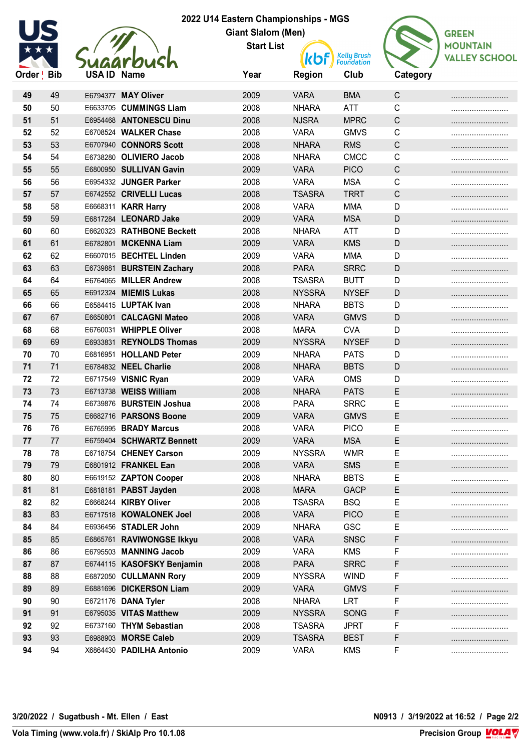# 2022 U14 Eastern Championships - MGS

## Giant Slalom (Men)

### Start List

| Order | Bib | USA ID | Name | Year | Region | Club | Category | |
|---|---|---|---|---|---|---|---|---|
| 49 | 49 | E6794377 | **MAY Oliver** | 2009 | VARA | BMA | C | ......................... |
| 50 | 50 | E6633705 | **CUMMINGS Liam** | 2008 | NHARA | ATT | C | ......................... |
| 51 | 51 | E6954468 | **ANTONESCU Dinu** | 2008 | NJSRA | MPRC | C | ......................... |
| 52 | 52 | E6708524 | **WALKER Chase** | 2008 | VARA | GMVS | C | ......................... |
| 53 | 53 | E6707940 | **CONNORS Scott** | 2008 | NHARA | RMS | C | ......................... |
| 54 | 54 | E6738280 | **OLIVIERO Jacob** | 2008 | NHARA | CMCC | C | ......................... |
| 55 | 55 | E6800950 | **SULLIVAN Gavin** | 2009 | VARA | PICO | C | ......................... |
| 56 | 56 | E6954332 | **JUNGER Parker** | 2008 | VARA | MSA | C | ......................... |
| 57 | 57 | E6742552 | **CRIVELLI Lucas** | 2008 | TSASRA | TRRT | C | ......................... |
| 58 | 58 | E6668311 | **KARR Harry** | 2008 | VARA | MMA | D | ......................... |
| 59 | 59 | E6817284 | **LEONARD Jake** | 2009 | VARA | MSA | D | ......................... |
| 60 | 60 | E6620323 | **RATHBONE Beckett** | 2008 | NHARA | ATT | D | ......................... |
| 61 | 61 | E6782801 | **MCKENNA Liam** | 2009 | VARA | KMS | D | ......................... |
| 62 | 62 | E6607015 | **BECHTEL Linden** | 2009 | VARA | MMA | D | ......................... |
| 63 | 63 | E6739881 | **BURSTEIN Zachary** | 2008 | PARA | SRRC | D | ......................... |
| 64 | 64 | E6764065 | **MILLER Andrew** | 2008 | TSASRA | BUTT | D | ......................... |
| 65 | 65 | E6912324 | **MIEMIS Lukas** | 2008 | NYSSRA | NYSEF | D | ......................... |
| 66 | 66 | E6584415 | **LUPTAK Ivan** | 2008 | NHARA | BBTS | D | ......................... |
| 67 | 67 | E6650801 | **CALCAGNI Mateo** | 2008 | VARA | GMVS | D | ......................... |
| 68 | 68 | E6760031 | **WHIPPLE Oliver** | 2008 | MARA | CVA | D | ......................... |
| 69 | 69 | E6933831 | **REYNOLDS Thomas** | 2009 | NYSSRA | NYSEF | D | ......................... |
| 70 | 70 | E6816951 | **HOLLAND Peter** | 2009 | NHARA | PATS | D | ......................... |
| 71 | 71 | E6784832 | **NEEL Charlie** | 2008 | NHARA | BBTS | D | ......................... |
| 72 | 72 | E6717549 | **VISNIC Ryan** | 2009 | VARA | OMS | D | ......................... |
| 73 | 73 | E6713738 | **WEISS William** | 2008 | NHARA | PATS | E | ......................... |
| 74 | 74 | E6739876 | **BURSTEIN Joshua** | 2008 | PARA | SRRC | E | ......................... |
| 75 | 75 | E6682716 | **PARSONS Boone** | 2009 | VARA | GMVS | E | ......................... |
| 76 | 76 | E6765995 | **BRADY Marcus** | 2008 | VARA | PICO | E | ......................... |
| 77 | 77 | E6759404 | **SCHWARTZ Bennett** | 2009 | VARA | MSA | E | ......................... |
| 78 | 78 | E6718754 | **CHENEY Carson** | 2009 | NYSSRA | WMR | E | ......................... |
| 79 | 79 | E6801912 | **FRANKEL Ean** | 2008 | VARA | SMS | E | ......................... |
| 80 | 80 | E6619152 | **ZAPTON Cooper** | 2008 | NHARA | BBTS | E | ......................... |
| 81 | 81 | E6818181 | **PABST Jayden** | 2008 | MARA | GACP | E | ......................... |
| 82 | 82 | E6668244 | **KIRBY Oliver** | 2008 | TSASRA | BSQ | E | ......................... |
| 83 | 83 | E6717518 | **KOWALONEK Joel** | 2008 | VARA | PICO | E | ......................... |
| 84 | 84 | E6936456 | **STADLER John** | 2009 | NHARA | GSC | E | ......................... |
| 85 | 85 | E6865761 | **RAVIWONGSE Ikkyu** | 2008 | VARA | SNSC | F | ......................... |
| 86 | 86 | E6795503 | **MANNING Jacob** | 2009 | VARA | KMS | F | ......................... |
| 87 | 87 | E6744115 | **KASOFSKY Benjamin** | 2008 | PARA | SRRC | F | ......................... |
| 88 | 88 | E6872050 | **CULLMANN Rory** | 2009 | NYSSRA | WIND | F | ......................... |
| 89 | 89 | E6881696 | **DICKERSON Liam** | 2009 | VARA | GMVS | F | ......................... |
| 90 | 90 | E6721176 | **DANA Tyler** | 2008 | NHARA | LRT | F | ......................... |
| 91 | 91 | E6795035 | **VITAS Matthew** | 2009 | NYSSRA | SONG | F | ......................... |
| 92 | 92 | E6737160 | **THYM Sebastian** | 2008 | TSASRA | JPRT | F | ......................... |
| 93 | 93 | E6988903 | **MORSE Caleb** | 2009 | TSASRA | BEST | F | ......................... |
| 94 | 94 | X6864430 | **PADILHA Antonio** | 2009 | VARA | KMS | F | ......................... |

3/20/2022 / Sugatbush - Mt. Ellen / East

N0913 / 3/19/2022 at 16:52

Vola Timing (www.vola.fr) / SkiAlp Pro 10.1.08

Precision Group